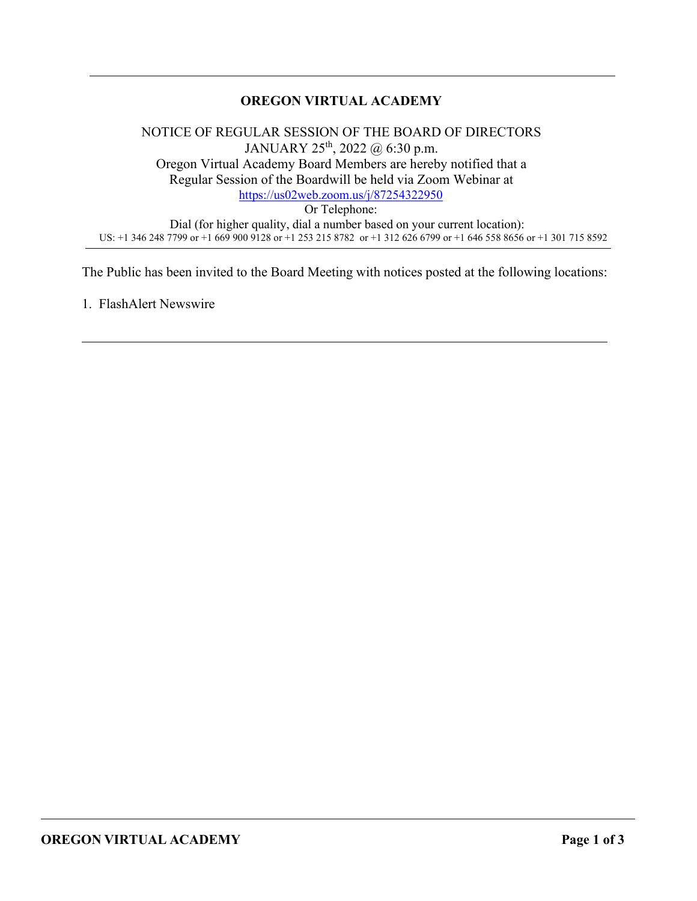# OREGON VIRTUAL ACADEMY

NOTICE OF REGULAR SESSION OF THE BOARD OF DIRECTORS
JANUARY 25th, 2022 @ 6:30 p.m.
Oregon Virtual Academy Board Members are hereby notified that a
Regular Session of the Boardwill be held via Zoom Webinar at
https://us02web.zoom.us/j/87254322950
Or Telephone:
Dial (for higher quality, dial a number based on your current location):
US: +1 346 248 7799 or +1 669 900 9128 or +1 253 215 8782 or +1 312 626 6799 or +1 646 558 8656 or +1 301 715 8592

---

The Public has been invited to the Board Meeting with notices posted at the following locations:

1. FlashAlert Newswire

---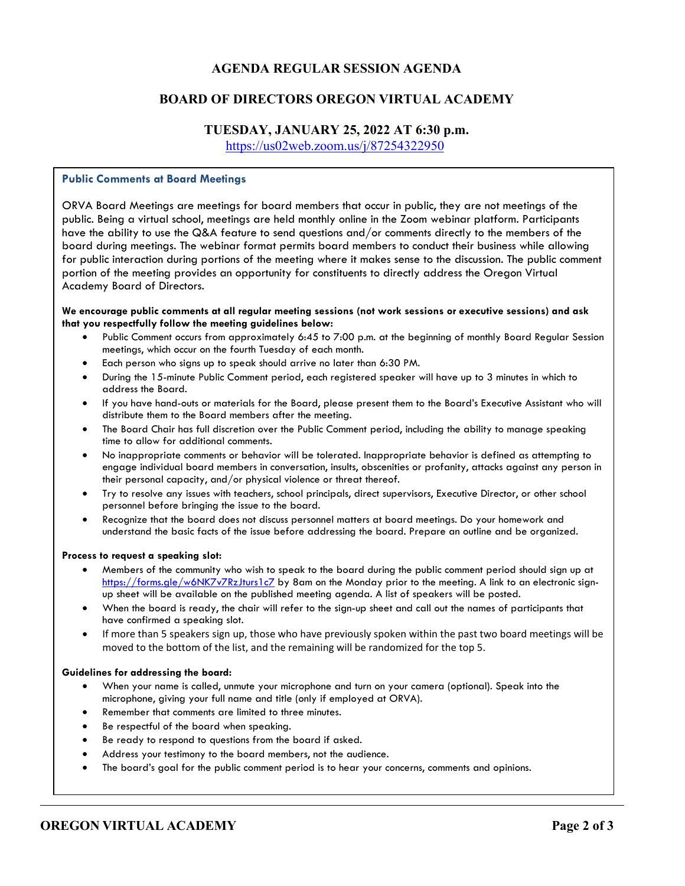# AGENDA REGULAR SESSION AGENDA

## BOARD OF DIRECTORS OREGON VIRTUAL ACADEMY

### TUESDAY, JANUARY 25, 2022 AT 6:30 p.m.

https://us02web.zoom.us/j/87254322950

### Public Comments at Board Meetings

ORVA Board Meetings are meetings for board members that occur in public, they are not meetings of the public. Being a virtual school, meetings are held monthly online in the Zoom webinar platform. Participants have the ability to use the Q&A feature to send questions and/or comments directly to the members of the board during meetings. The webinar format permits board members to conduct their business while allowing for public interaction during portions of the meeting where it makes sense to the discussion. The public comment portion of the meeting provides an opportunity for constituents to directly address the Oregon Virtual Academy Board of Directors.

**We encourage public comments at all regular meeting sessions (not work sessions or executive sessions) and ask that you respectfully follow the meeting guidelines below:**

- Public Comment occurs from approximately 6:45 to 7:00 p.m. at the beginning of monthly Board Regular Session meetings, which occur on the fourth Tuesday of each month.
- Each person who signs up to speak should arrive no later than 6:30 PM.
- During the 15-minute Public Comment period, each registered speaker will have up to 3 minutes in which to address the Board.
- If you have hand-outs or materials for the Board, please present them to the Board's Executive Assistant who will distribute them to the Board members after the meeting.
- The Board Chair has full discretion over the Public Comment period, including the ability to manage speaking time to allow for additional comments.
- No inappropriate comments or behavior will be tolerated. Inappropriate behavior is defined as attempting to engage individual board members in conversation, insults, obscenities or profanity, attacks against any person in their personal capacity, and/or physical violence or threat thereof.
- Try to resolve any issues with teachers, school principals, direct supervisors, Executive Director, or other school personnel before bringing the issue to the board.
- Recognize that the board does not discuss personnel matters at board meetings. Do your homework and understand the basic facts of the issue before addressing the board. Prepare an outline and be organized.

**Process to request a speaking slot:**

- Members of the community who wish to speak to the board during the public comment period should sign up at https://forms.gle/w6NK7v7RzJturs1c7 by 8am on the Monday prior to the meeting. A link to an electronic sign-up sheet will be available on the published meeting agenda. A list of speakers will be posted.
- When the board is ready, the chair will refer to the sign-up sheet and call out the names of participants that have confirmed a speaking slot.
- If more than 5 speakers sign up, those who have previously spoken within the past two board meetings will be moved to the bottom of the list, and the remaining will be randomized for the top 5.

**Guidelines for addressing the board:**

- When your name is called, unmute your microphone and turn on your camera (optional). Speak into the microphone, giving your full name and title (only if employed at ORVA).
- Remember that comments are limited to three minutes.
- Be respectful of the board when speaking.
- Be ready to respond to questions from the board if asked.
- Address your testimony to the board members, not the audience.
- The board's goal for the public comment period is to hear your concerns, comments and opinions.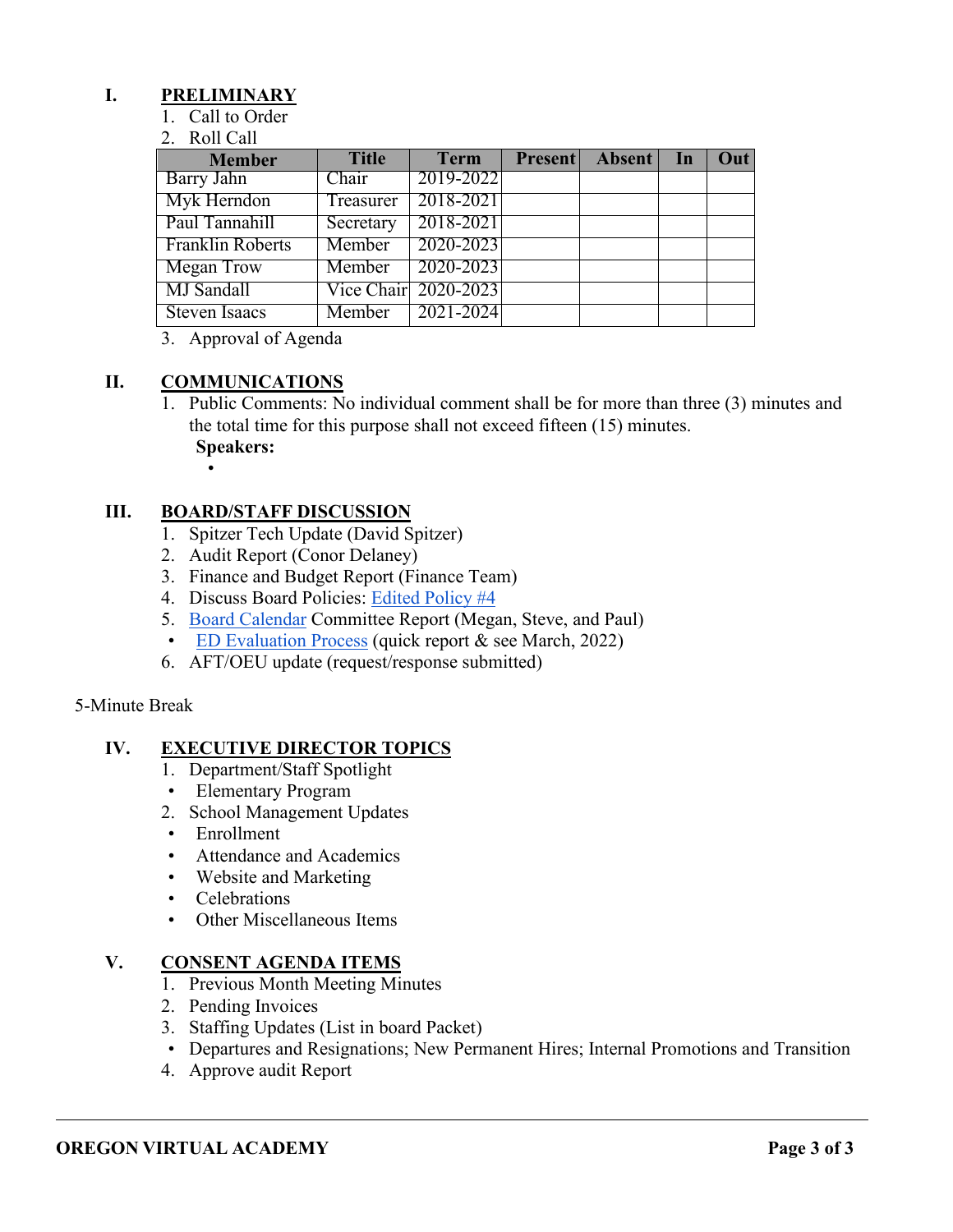## I. PRELIMINARY

1. Call to Order
2. Roll Call

| Member | Title | Term | Present | Absent | In | Out |
|---|---|---|---|---|---|---|
| Barry Jahn | Chair | 2019-2022 | | | | |
| Myk Herndon | Treasurer | 2018-2021 | | | | |
| Paul Tannahill | Secretary | 2018-2021 | | | | |
| Franklin Roberts | Member | 2020-2023 | | | | |
| Megan Trow | Member | 2020-2023 | | | | |
| MJ Sandall | Vice Chair | 2020-2023 | | | | |
| Steven Isaacs | Member | 2021-2024 | | | | |

3. Approval of Agenda

## II. COMMUNICATIONS

1. Public Comments: No individual comment shall be for more than three (3) minutes and the total time for this purpose shall not exceed fifteen (15) minutes.
   **Speakers:**
   -

## III. BOARD/STAFF DISCUSSION

1. Spitzer Tech Update (David Spitzer)
2. Audit Report (Conor Delaney)
3. Finance and Budget Report (Finance Team)
4. Discuss Board Policies: Edited Policy #4
5. Board Calendar Committee Report (Megan, Steve, and Paul)
   - ED Evaluation Process (quick report & see March, 2022)
6. AFT/OEU update (request/response submitted)

5-Minute Break

## IV. EXECUTIVE DIRECTOR TOPICS

1. Department/Staff Spotlight
   - Elementary Program
2. School Management Updates
   - Enrollment
   - Attendance and Academics
   - Website and Marketing
   - Celebrations
   - Other Miscellaneous Items

## V. CONSENT AGENDA ITEMS

1. Previous Month Meeting Minutes
2. Pending Invoices
3. Staffing Updates (List in board Packet)
   - Departures and Resignations; New Permanent Hires; Internal Promotions and Transition
4. Approve audit Report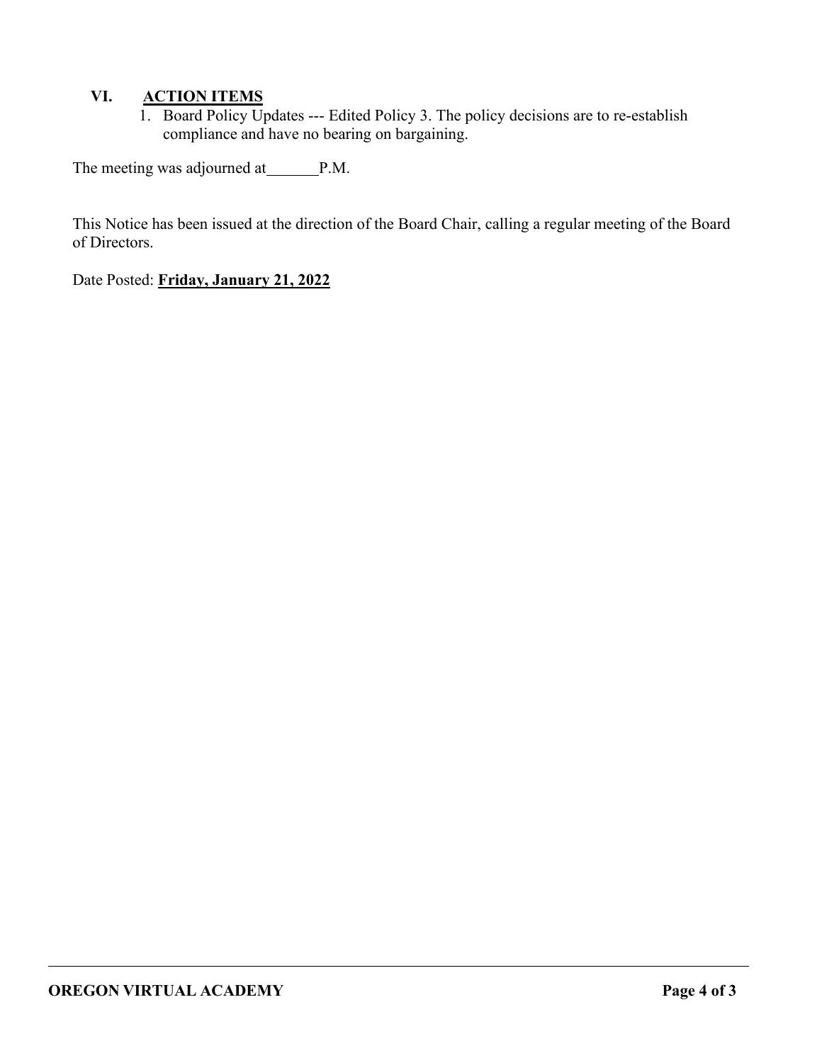## VI. ACTION ITEMS

1. Board Policy Updates --- Edited Policy 3. The policy decisions are to re-establish compliance and have no bearing on bargaining.

The meeting was adjourned at\_\_\_\_\_\_\_P.M.

This Notice has been issued at the direction of the Board Chair, calling a regular meeting of the Board of Directors.

Date Posted: **Friday, January 21, 2022**